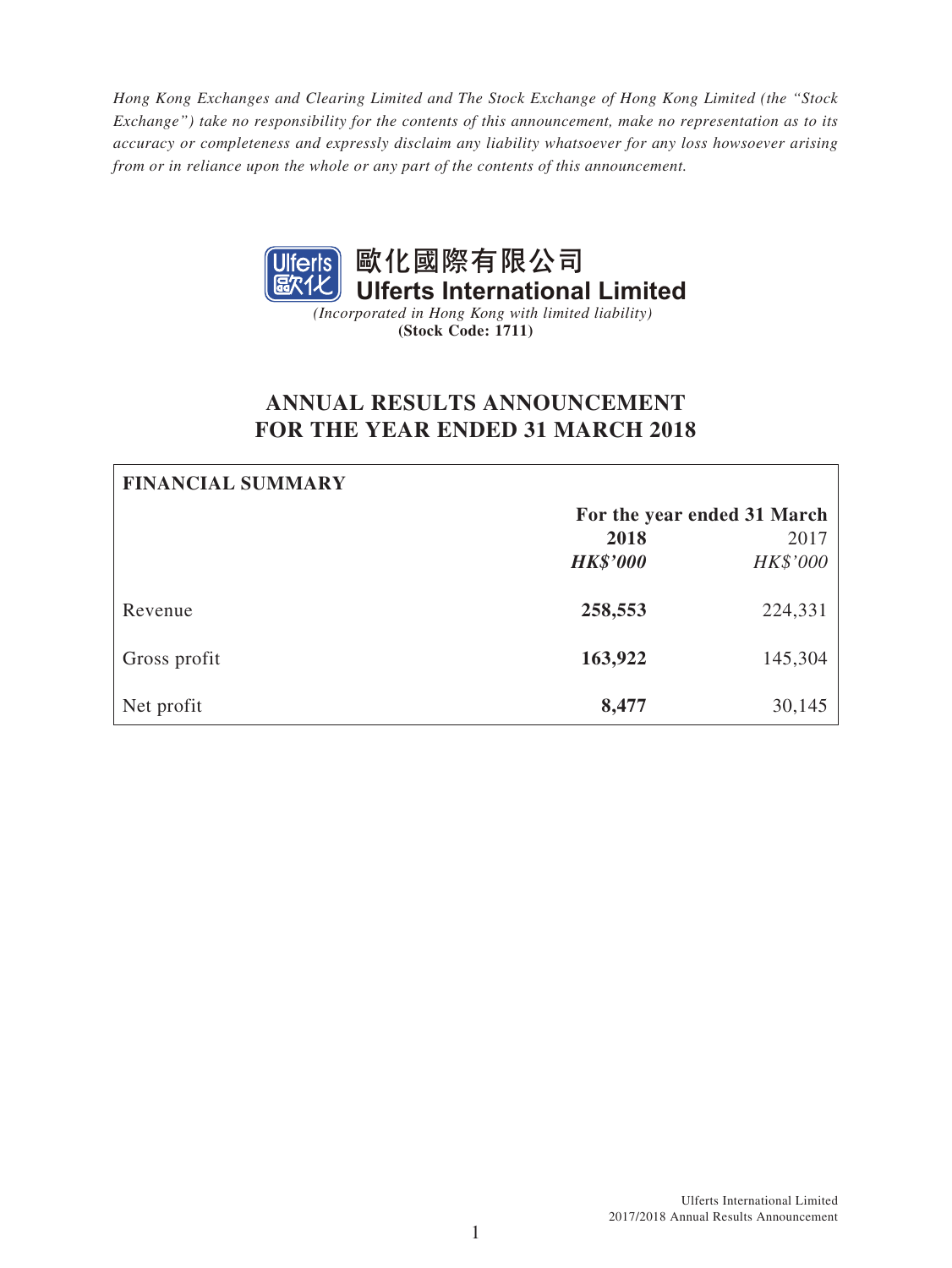*Hong Kong Exchanges and Clearing Limited and The Stock Exchange of Hong Kong Limited (the "Stock Exchange") take no responsibility for the contents of this announcement, make no representation as to its accuracy or completeness and expressly disclaim any liability whatsoever for any loss howsoever arising from or in reliance upon the whole or any part of the contents of this announcement.*

**歐化國際有限公司**
**Ulferts International Limited**
*(Incorporated in Hong Kong with limited liability)*
**(Stock Code: 1711)**

# ANNUAL RESULTS ANNOUNCEMENT FOR THE YEAR ENDED 31 MARCH 2018

| FINANCIAL SUMMARY | | |
|---|---|---|
| | **For the year ended 31 March** | |
| | **2018** | 2017 |
| | ***HK$'000*** | *HK$'000* |
| Revenue | **258,553** | 224,331 |
| Gross profit | **163,922** | 145,304 |
| Net profit | **8,477** | 30,145 |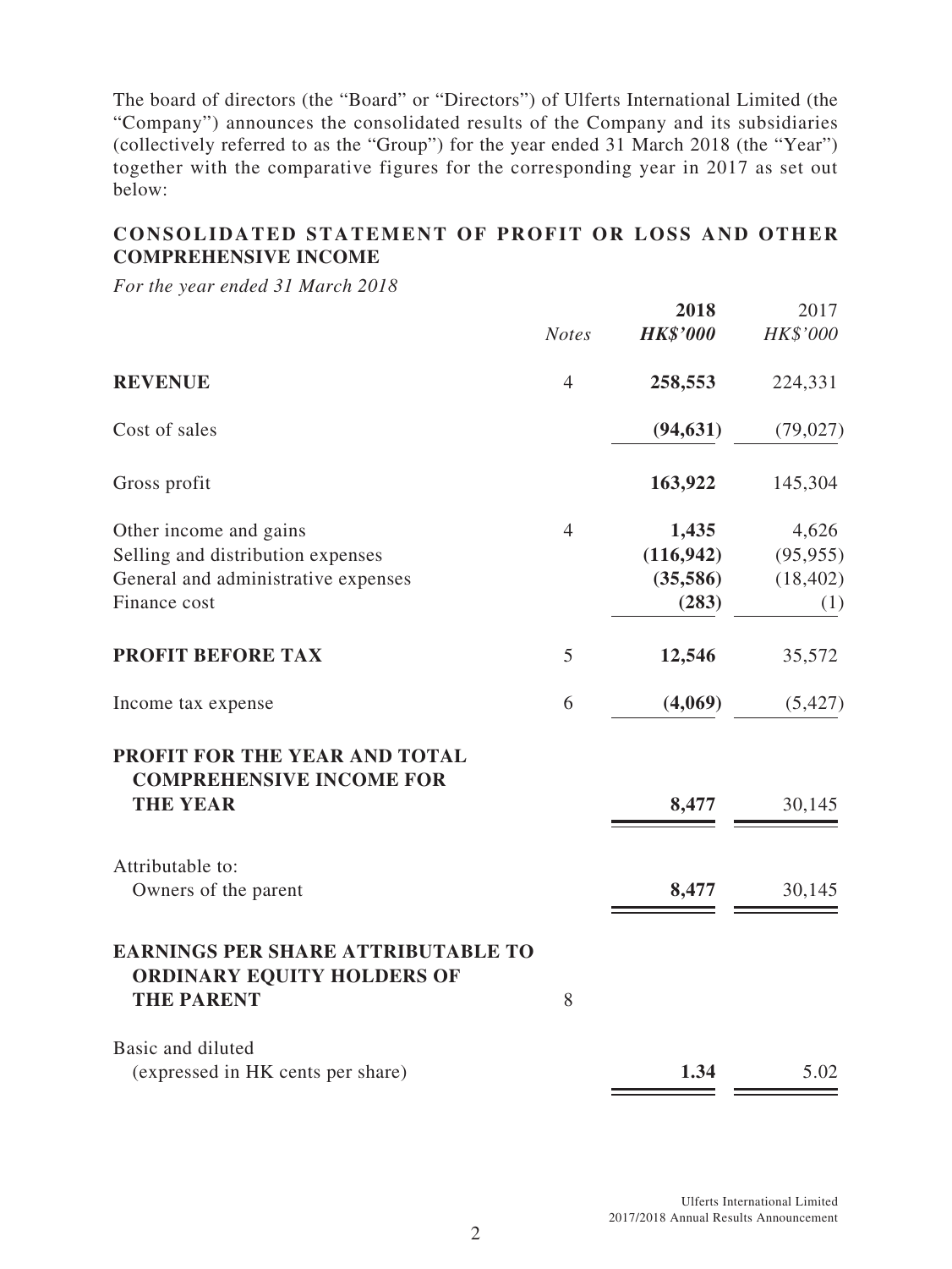The board of directors (the "Board" or "Directors") of Ulferts International Limited (the "Company") announces the consolidated results of the Company and its subsidiaries (collectively referred to as the "Group") for the year ended 31 March 2018 (the "Year") together with the comparative figures for the corresponding year in 2017 as set out below:

## CONSOLIDATED STATEMENT OF PROFIT OR LOSS AND OTHER COMPREHENSIVE INCOME

*For the year ended 31 March 2018*

| | *Notes* | **2018** **HK$'000** | 2017 *HK$'000* |
|---|---|---|---|
| **REVENUE** | 4 | **258,553** | 224,331 |
| Cost of sales | | **(94,631)** | (79,027) |
| Gross profit | | **163,922** | 145,304 |
| Other income and gains | 4 | **1,435** | 4,626 |
| Selling and distribution expenses | | **(116,942)** | (95,955) |
| General and administrative expenses | | **(35,586)** | (18,402) |
| Finance cost | | **(283)** | (1) |
| **PROFIT BEFORE TAX** | 5 | **12,546** | 35,572 |
| Income tax expense | 6 | **(4,069)** | (5,427) |
| **PROFIT FOR THE YEAR AND TOTAL COMPREHENSIVE INCOME FOR THE YEAR** | | **8,477** | 30,145 |
| Attributable to: | | | |
| Owners of the parent | | **8,477** | 30,145 |
| **EARNINGS PER SHARE ATTRIBUTABLE TO ORDINARY EQUITY HOLDERS OF THE PARENT** | 8 | | |
| Basic and diluted (expressed in HK cents per share) | | **1.34** | 5.02 |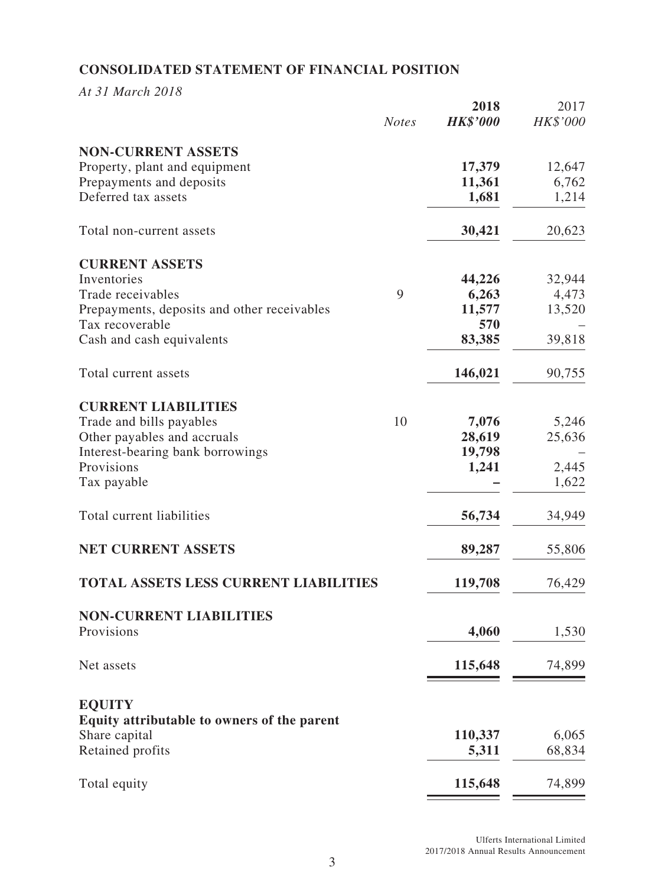## CONSOLIDATED STATEMENT OF FINANCIAL POSITION

*At 31 March 2018*

| | *Notes* | **2018** **_HK$'000_** | 2017 *HK$'000* |
|---|---|---|---|
| **NON-CURRENT ASSETS** | | | |
| Property, plant and equipment | | **17,379** | 12,647 |
| Prepayments and deposits | | **11,361** | 6,762 |
| Deferred tax assets | | **1,681** | 1,214 |
| Total non-current assets | | **30,421** | 20,623 |
| **CURRENT ASSETS** | | | |
| Inventories | | **44,226** | 32,944 |
| Trade receivables | 9 | **6,263** | 4,473 |
| Prepayments, deposits and other receivables | | **11,577** | 13,520 |
| Tax recoverable | | **570** | – |
| Cash and cash equivalents | | **83,385** | 39,818 |
| Total current assets | | **146,021** | 90,755 |
| **CURRENT LIABILITIES** | | | |
| Trade and bills payables | 10 | **7,076** | 5,246 |
| Other payables and accruals | | **28,619** | 25,636 |
| Interest-bearing bank borrowings | | **19,798** | – |
| Provisions | | **1,241** | 2,445 |
| Tax payable | | **–** | 1,622 |
| Total current liabilities | | **56,734** | 34,949 |
| **NET CURRENT ASSETS** | | **89,287** | 55,806 |
| **TOTAL ASSETS LESS CURRENT LIABILITIES** | | **119,708** | 76,429 |
| **NON-CURRENT LIABILITIES** | | | |
| Provisions | | **4,060** | 1,530 |
| Net assets | | **115,648** | 74,899 |
| **EQUITY** | | | |
| **Equity attributable to owners of the parent** | | | |
| Share capital | | **110,337** | 6,065 |
| Retained profits | | **5,311** | 68,834 |
| Total equity | | **115,648** | 74,899 |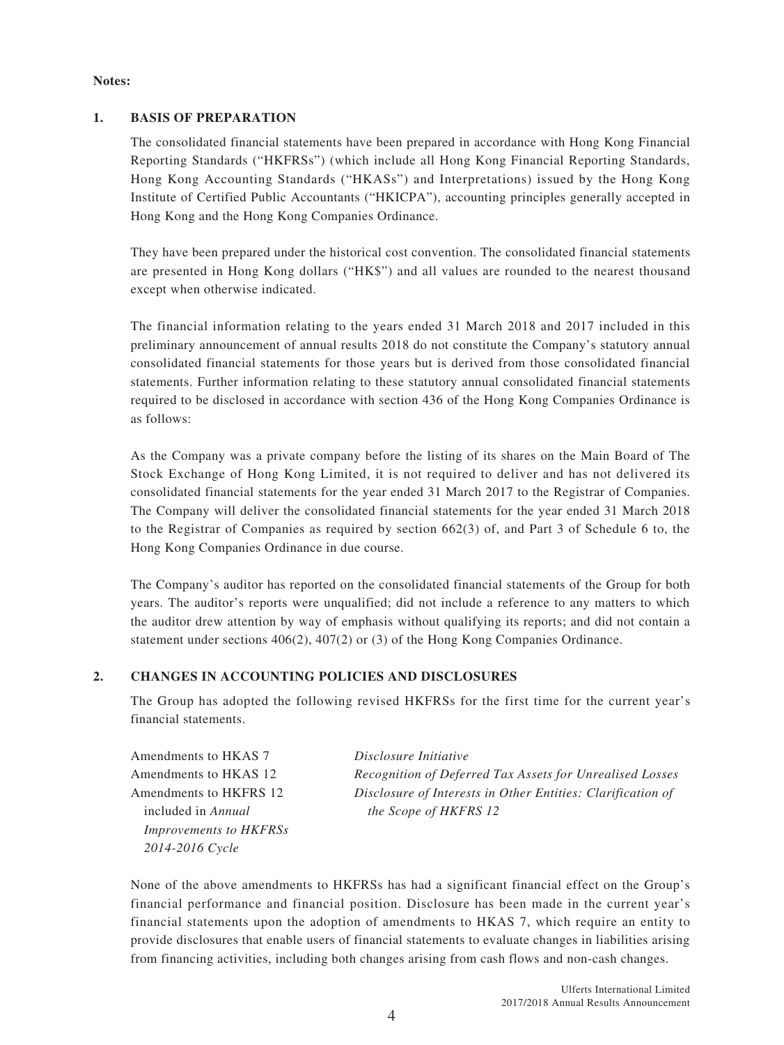**Notes:**

## 1. BASIS OF PREPARATION

The consolidated financial statements have been prepared in accordance with Hong Kong Financial Reporting Standards ("HKFRSs") (which include all Hong Kong Financial Reporting Standards, Hong Kong Accounting Standards ("HKASs") and Interpretations) issued by the Hong Kong Institute of Certified Public Accountants ("HKICPA"), accounting principles generally accepted in Hong Kong and the Hong Kong Companies Ordinance.

They have been prepared under the historical cost convention. The consolidated financial statements are presented in Hong Kong dollars ("HK$") and all values are rounded to the nearest thousand except when otherwise indicated.

The financial information relating to the years ended 31 March 2018 and 2017 included in this preliminary announcement of annual results 2018 do not constitute the Company's statutory annual consolidated financial statements for those years but is derived from those consolidated financial statements. Further information relating to these statutory annual consolidated financial statements required to be disclosed in accordance with section 436 of the Hong Kong Companies Ordinance is as follows:

As the Company was a private company before the listing of its shares on the Main Board of The Stock Exchange of Hong Kong Limited, it is not required to deliver and has not delivered its consolidated financial statements for the year ended 31 March 2017 to the Registrar of Companies. The Company will deliver the consolidated financial statements for the year ended 31 March 2018 to the Registrar of Companies as required by section 662(3) of, and Part 3 of Schedule 6 to, the Hong Kong Companies Ordinance in due course.

The Company's auditor has reported on the consolidated financial statements of the Group for both years. The auditor's reports were unqualified; did not include a reference to any matters to which the auditor drew attention by way of emphasis without qualifying its reports; and did not contain a statement under sections 406(2), 407(2) or (3) of the Hong Kong Companies Ordinance.

## 2. CHANGES IN ACCOUNTING POLICIES AND DISCLOSURES

The Group has adopted the following revised HKFRSs for the first time for the current year's financial statements.

| | |
|---|---|
| Amendments to HKAS 7 | *Disclosure Initiative* |
| Amendments to HKAS 12 | *Recognition of Deferred Tax Assets for Unrealised Losses* |
| Amendments to HKFRS 12 included in *Annual Improvements to HKFRSs 2014-2016 Cycle* | *Disclosure of Interests in Other Entities: Clarification of the Scope of HKFRS 12* |

None of the above amendments to HKFRSs has had a significant financial effect on the Group's financial performance and financial position. Disclosure has been made in the current year's financial statements upon the adoption of amendments to HKAS 7, which require an entity to provide disclosures that enable users of financial statements to evaluate changes in liabilities arising from financing activities, including both changes arising from cash flows and non-cash changes.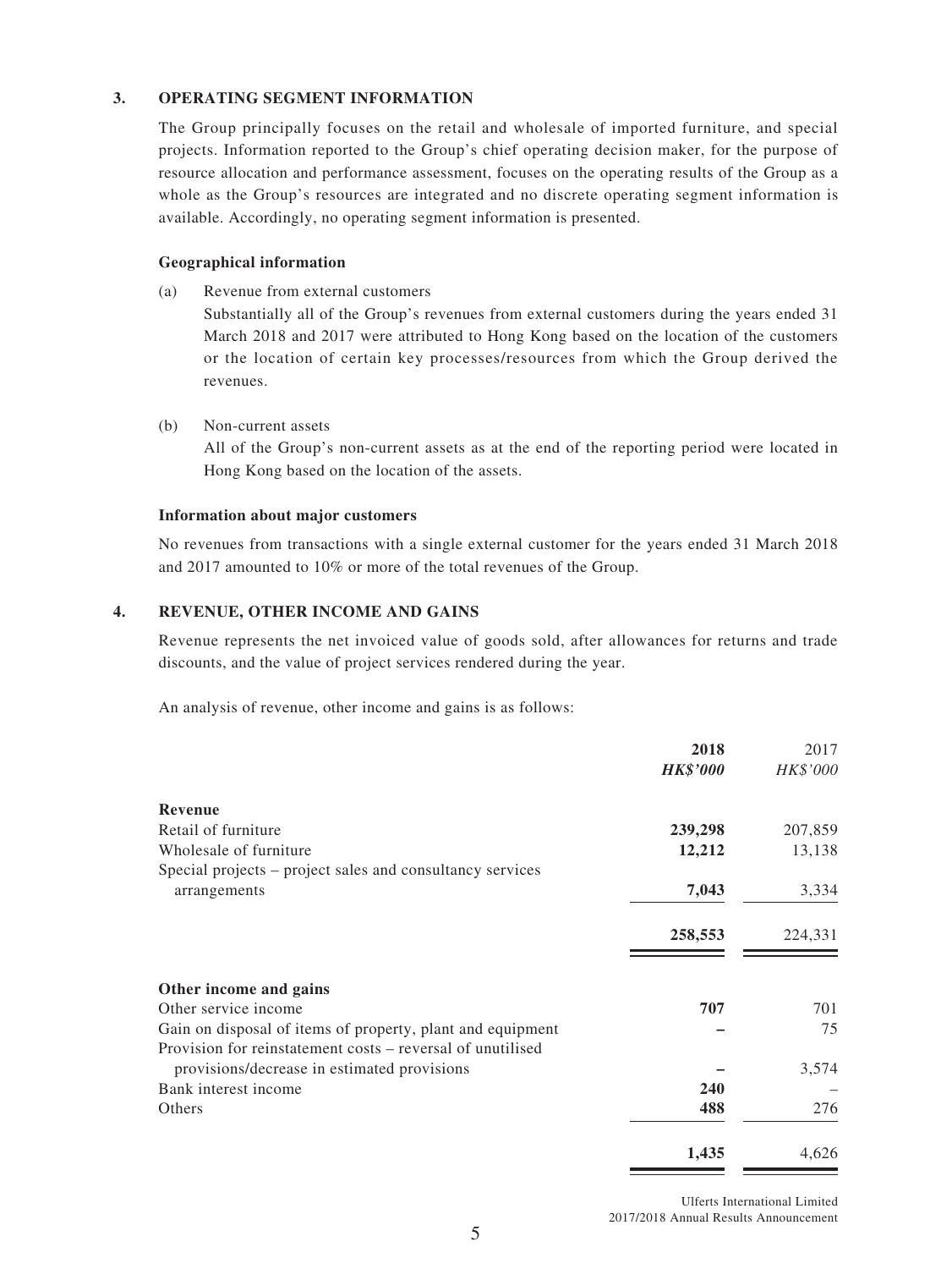## 3. OPERATING SEGMENT INFORMATION

The Group principally focuses on the retail and wholesale of imported furniture, and special projects. Information reported to the Group's chief operating decision maker, for the purpose of resource allocation and performance assessment, focuses on the operating results of the Group as a whole as the Group's resources are integrated and no discrete operating segment information is available. Accordingly, no operating segment information is presented.

### Geographical information

(a) Revenue from external customers

Substantially all of the Group's revenues from external customers during the years ended 31 March 2018 and 2017 were attributed to Hong Kong based on the location of the customers or the location of certain key processes/resources from which the Group derived the revenues.

(b) Non-current assets

All of the Group's non-current assets as at the end of the reporting period were located in Hong Kong based on the location of the assets.

### Information about major customers

No revenues from transactions with a single external customer for the years ended 31 March 2018 and 2017 amounted to 10% or more of the total revenues of the Group.

## 4. REVENUE, OTHER INCOME AND GAINS

Revenue represents the net invoiced value of goods sold, after allowances for returns and trade discounts, and the value of project services rendered during the year.

An analysis of revenue, other income and gains is as follows:

| | **2018** | 2017 |
|---|---|---|
| | ***HK$'000*** | *HK$'000* |
| **Revenue** | | |
| Retail of furniture | **239,298** | 207,859 |
| Wholesale of furniture | **12,212** | 13,138 |
| Special projects – project sales and consultancy services arrangements | **7,043** | 3,334 |
| | **258,553** | 224,331 |
| **Other income and gains** | | |
| Other service income | **707** | 701 |
| Gain on disposal of items of property, plant and equipment | **–** | 75 |
| Provision for reinstatement costs – reversal of unutilised provisions/decrease in estimated provisions | **–** | 3,574 |
| Bank interest income | **240** | – |
| Others | **488** | 276 |
| | **1,435** | 4,626 |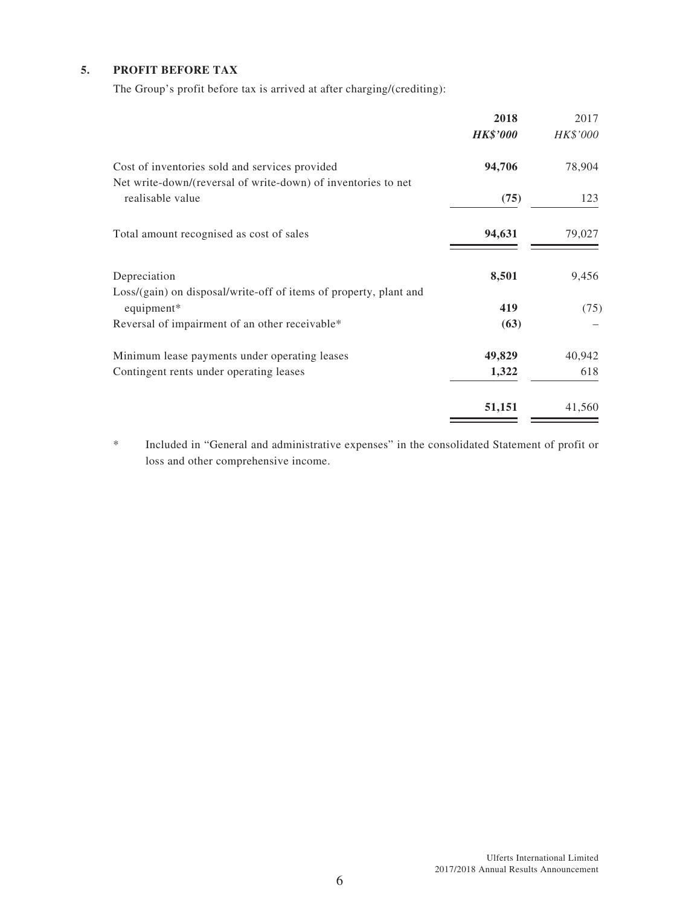### 5. PROFIT BEFORE TAX

The Group's profit before tax is arrived at after charging/(crediting):

| | **2018** | 2017 |
|---|---|---|
| | ***HK$'000*** | *HK$'000* |
| Cost of inventories sold and services provided | **94,706** | 78,904 |
| Net write-down/(reversal of write-down) of inventories to net realisable value | **(75)** | 123 |
| Total amount recognised as cost of sales | **94,631** | 79,027 |
| Depreciation | **8,501** | 9,456 |
| Loss/(gain) on disposal/write-off of items of property, plant and equipment* | **419** | (75) |
| Reversal of impairment of an other receivable* | **(63)** | – |
| Minimum lease payments under operating leases | **49,829** | 40,942 |
| Contingent rents under operating leases | **1,322** | 618 |
| | **51,151** | 41,560 |

\* Included in "General and administrative expenses" in the consolidated Statement of profit or loss and other comprehensive income.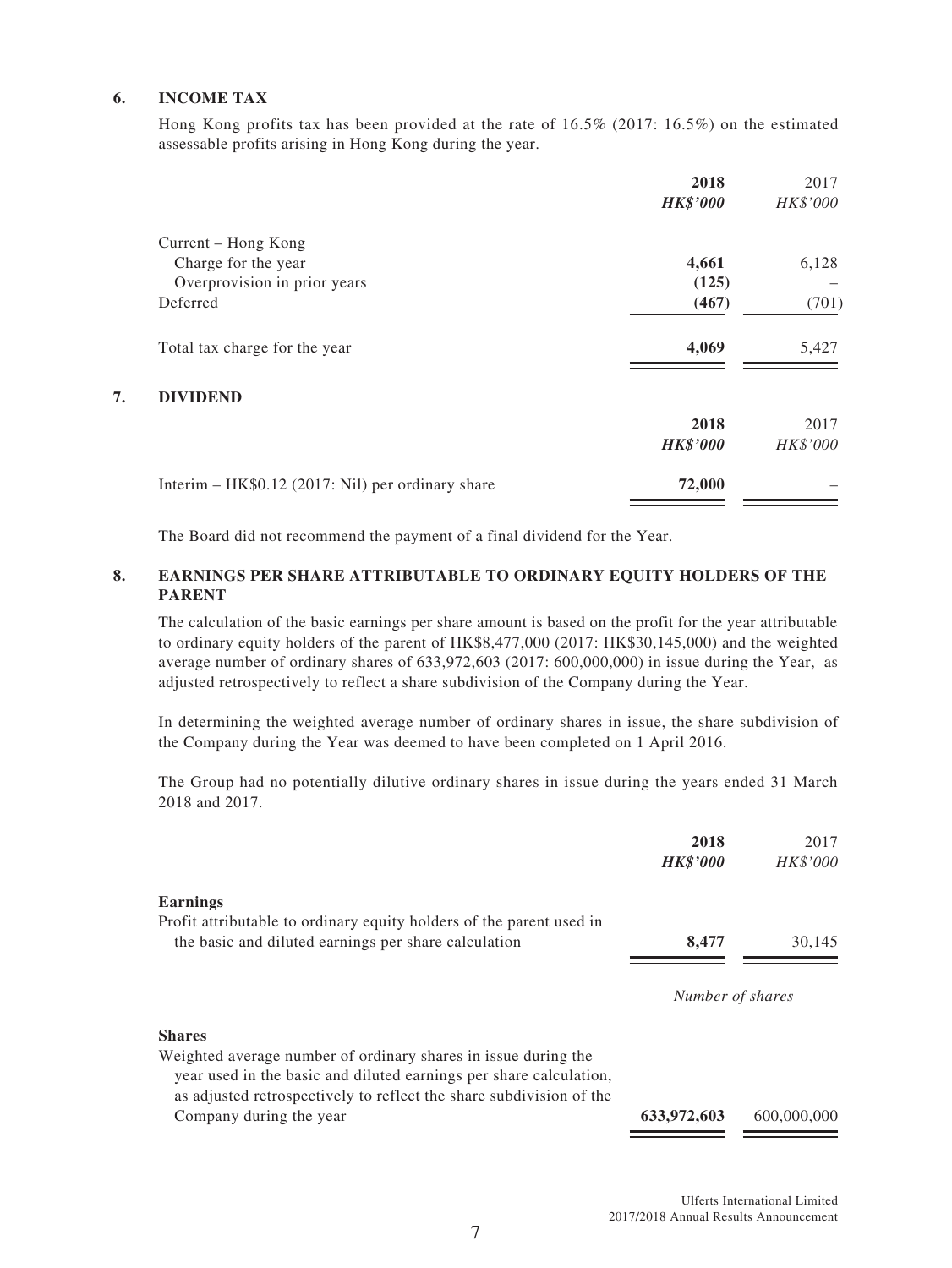## 6. INCOME TAX

Hong Kong profits tax has been provided at the rate of 16.5% (2017: 16.5%) on the estimated assessable profits arising in Hong Kong during the year.

| | **2018** | 2017 |
|---|---|---|
| | ***HK$'000*** | *HK$'000* |
| Current – Hong Kong | | |
| Charge for the year | **4,661** | 6,128 |
| Overprovision in prior years | **(125)** | – |
| Deferred | **(467)** | (701) |
| Total tax charge for the year | **4,069** | 5,427 |

## 7. DIVIDEND

| | **2018** | 2017 |
|---|---|---|
| | ***HK$'000*** | *HK$'000* |
| Interim – HK$0.12 (2017: Nil) per ordinary share | **72,000** | – |

The Board did not recommend the payment of a final dividend for the Year.

## 8. EARNINGS PER SHARE ATTRIBUTABLE TO ORDINARY EQUITY HOLDERS OF THE PARENT

The calculation of the basic earnings per share amount is based on the profit for the year attributable to ordinary equity holders of the parent of HK$8,477,000 (2017: HK$30,145,000) and the weighted average number of ordinary shares of 633,972,603 (2017: 600,000,000) in issue during the Year, as adjusted retrospectively to reflect a share subdivision of the Company during the Year.

In determining the weighted average number of ordinary shares in issue, the share subdivision of the Company during the Year was deemed to have been completed on 1 April 2016.

The Group had no potentially dilutive ordinary shares in issue during the years ended 31 March 2018 and 2017.

| | **2018** | 2017 |
|---|---|---|
| | ***HK$'000*** | *HK$'000* |
| **Earnings** | | |
| Profit attributable to ordinary equity holders of the parent used in the basic and diluted earnings per share calculation | **8,477** | 30,145 |
| | *Number of shares* | |
| **Shares** | | |
| Weighted average number of ordinary shares in issue during the year used in the basic and diluted earnings per share calculation, as adjusted retrospectively to reflect the share subdivision of the Company during the year | **633,972,603** | 600,000,000 |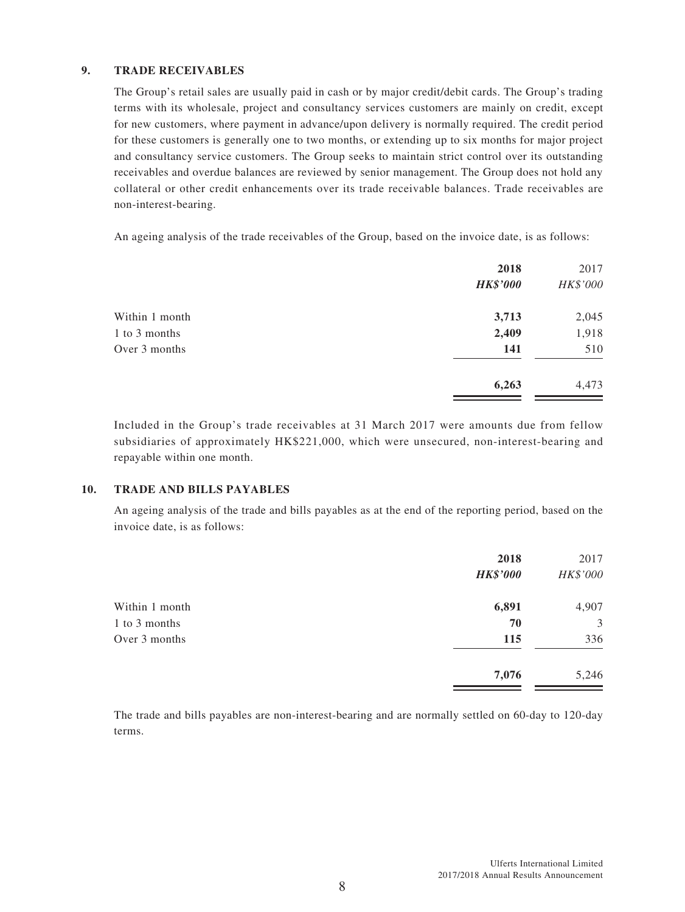## 9. TRADE RECEIVABLES

The Group's retail sales are usually paid in cash or by major credit/debit cards. The Group's trading terms with its wholesale, project and consultancy services customers are mainly on credit, except for new customers, where payment in advance/upon delivery is normally required. The credit period for these customers is generally one to two months, or extending up to six months for major project and consultancy service customers. The Group seeks to maintain strict control over its outstanding receivables and overdue balances are reviewed by senior management. The Group does not hold any collateral or other credit enhancements over its trade receivable balances. Trade receivables are non-interest-bearing.

An ageing analysis of the trade receivables of the Group, based on the invoice date, is as follows:

| | **2018** | 2017 |
|---|---|---|
| | ***HK$'000*** | *HK$'000* |
| Within 1 month | **3,713** | 2,045 |
| 1 to 3 months | **2,409** | 1,918 |
| Over 3 months | **141** | 510 |
| | **6,263** | 4,473 |

Included in the Group's trade receivables at 31 March 2017 were amounts due from fellow subsidiaries of approximately HK$221,000, which were unsecured, non-interest-bearing and repayable within one month.

## 10. TRADE AND BILLS PAYABLES

An ageing analysis of the trade and bills payables as at the end of the reporting period, based on the invoice date, is as follows:

| | **2018** | 2017 |
|---|---|---|
| | ***HK$'000*** | *HK$'000* |
| Within 1 month | **6,891** | 4,907 |
| 1 to 3 months | **70** | 3 |
| Over 3 months | **115** | 336 |
| | **7,076** | 5,246 |

The trade and bills payables are non-interest-bearing and are normally settled on 60-day to 120-day terms.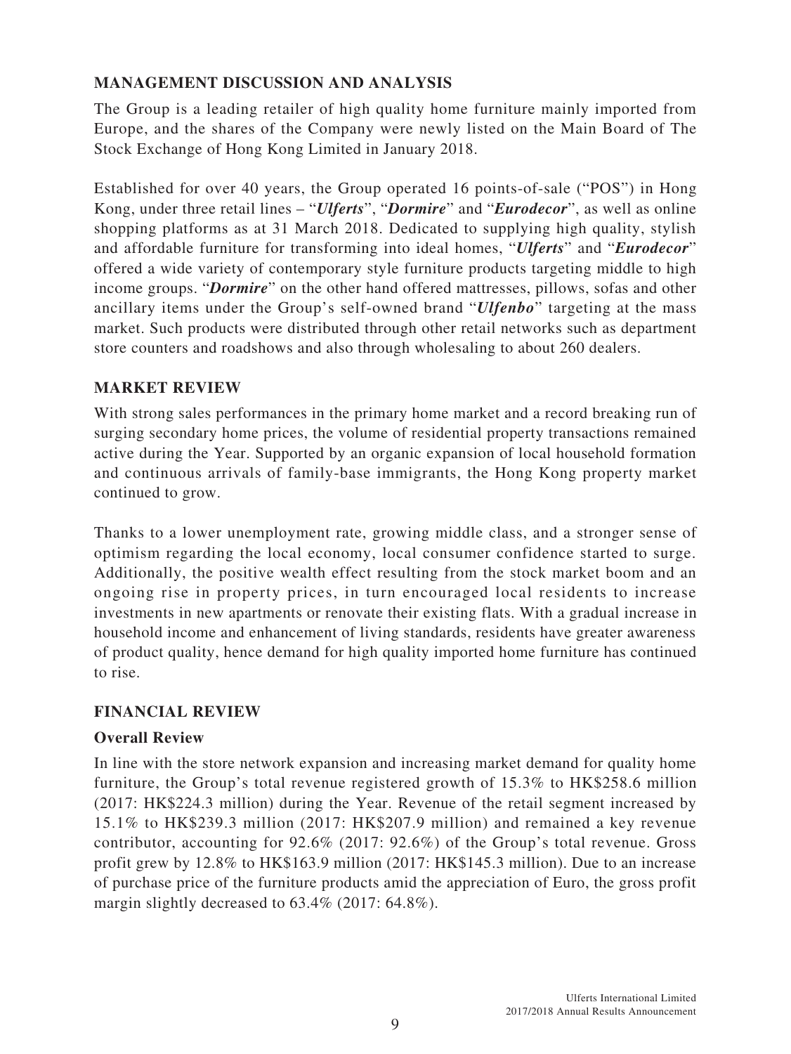## MANAGEMENT DISCUSSION AND ANALYSIS

The Group is a leading retailer of high quality home furniture mainly imported from Europe, and the shares of the Company were newly listed on the Main Board of The Stock Exchange of Hong Kong Limited in January 2018.

Established for over 40 years, the Group operated 16 points-of-sale ("POS") in Hong Kong, under three retail lines – "***Ulferts***", "***Dormire***" and "***Eurodecor***", as well as online shopping platforms as at 31 March 2018. Dedicated to supplying high quality, stylish and affordable furniture for transforming into ideal homes, "***Ulferts***" and "***Eurodecor***" offered a wide variety of contemporary style furniture products targeting middle to high income groups. "***Dormire***" on the other hand offered mattresses, pillows, sofas and other ancillary items under the Group's self-owned brand "***Ulfenbo***" targeting at the mass market. Such products were distributed through other retail networks such as department store counters and roadshows and also through wholesaling to about 260 dealers.

## MARKET REVIEW

With strong sales performances in the primary home market and a record breaking run of surging secondary home prices, the volume of residential property transactions remained active during the Year. Supported by an organic expansion of local household formation and continuous arrivals of family-base immigrants, the Hong Kong property market continued to grow.

Thanks to a lower unemployment rate, growing middle class, and a stronger sense of optimism regarding the local economy, local consumer confidence started to surge. Additionally, the positive wealth effect resulting from the stock market boom and an ongoing rise in property prices, in turn encouraged local residents to increase investments in new apartments or renovate their existing flats. With a gradual increase in household income and enhancement of living standards, residents have greater awareness of product quality, hence demand for high quality imported home furniture has continued to rise.

## FINANCIAL REVIEW

### Overall Review

In line with the store network expansion and increasing market demand for quality home furniture, the Group's total revenue registered growth of 15.3% to HK$258.6 million (2017: HK$224.3 million) during the Year. Revenue of the retail segment increased by 15.1% to HK$239.3 million (2017: HK$207.9 million) and remained a key revenue contributor, accounting for 92.6% (2017: 92.6%) of the Group's total revenue. Gross profit grew by 12.8% to HK$163.9 million (2017: HK$145.3 million). Due to an increase of purchase price of the furniture products amid the appreciation of Euro, the gross profit margin slightly decreased to 63.4% (2017: 64.8%).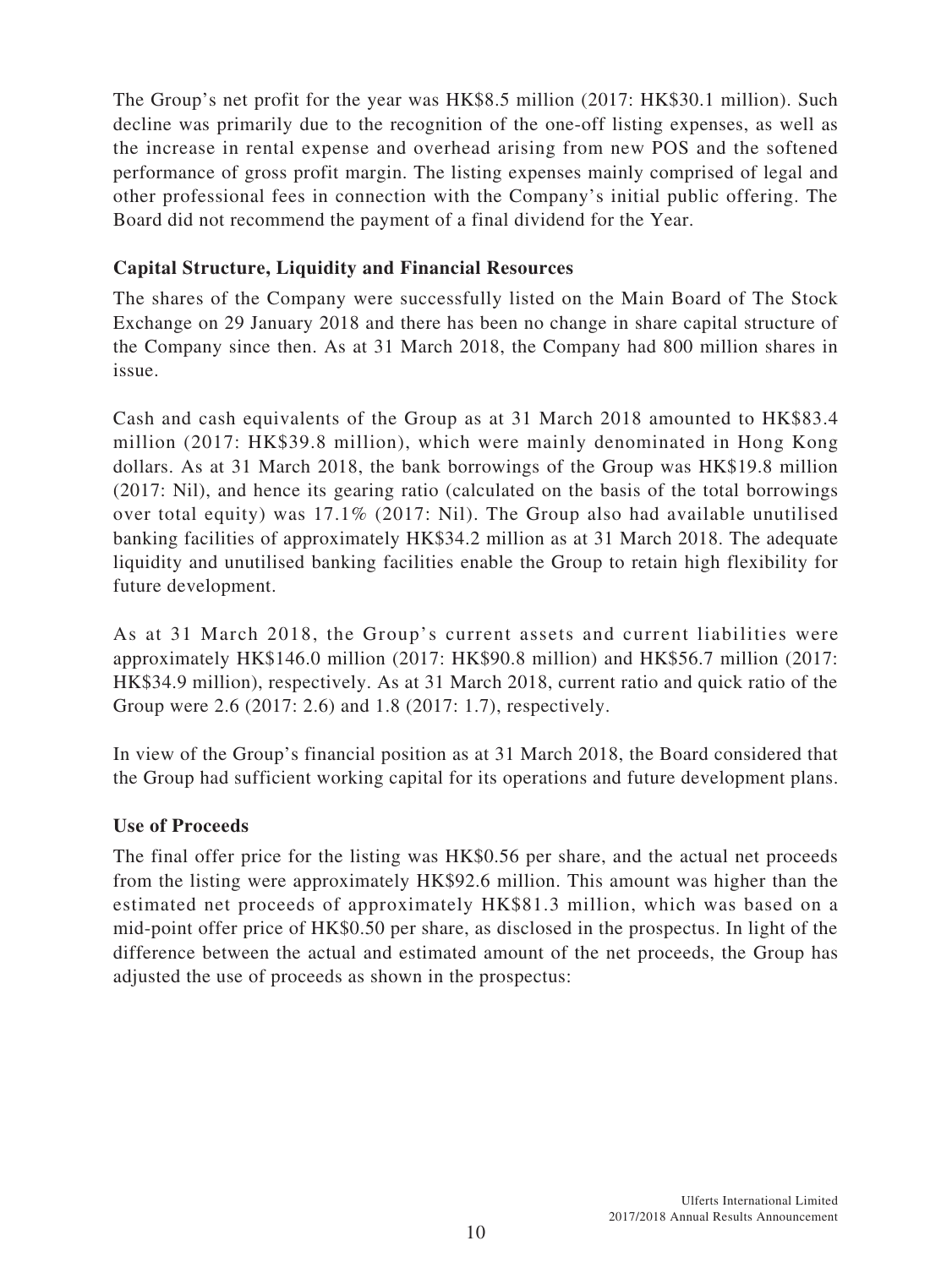The Group's net profit for the year was HK$8.5 million (2017: HK$30.1 million). Such decline was primarily due to the recognition of the one-off listing expenses, as well as the increase in rental expense and overhead arising from new POS and the softened performance of gross profit margin. The listing expenses mainly comprised of legal and other professional fees in connection with the Company's initial public offering. The Board did not recommend the payment of a final dividend for the Year.

**Capital Structure, Liquidity and Financial Resources**

The shares of the Company were successfully listed on the Main Board of The Stock Exchange on 29 January 2018 and there has been no change in share capital structure of the Company since then. As at 31 March 2018, the Company had 800 million shares in issue.

Cash and cash equivalents of the Group as at 31 March 2018 amounted to HK$83.4 million (2017: HK$39.8 million), which were mainly denominated in Hong Kong dollars. As at 31 March 2018, the bank borrowings of the Group was HK$19.8 million (2017: Nil), and hence its gearing ratio (calculated on the basis of the total borrowings over total equity) was 17.1% (2017: Nil). The Group also had available unutilised banking facilities of approximately HK$34.2 million as at 31 March 2018. The adequate liquidity and unutilised banking facilities enable the Group to retain high flexibility for future development.

As at 31 March 2018, the Group's current assets and current liabilities were approximately HK$146.0 million (2017: HK$90.8 million) and HK$56.7 million (2017: HK$34.9 million), respectively. As at 31 March 2018, current ratio and quick ratio of the Group were 2.6 (2017: 2.6) and 1.8 (2017: 1.7), respectively.

In view of the Group's financial position as at 31 March 2018, the Board considered that the Group had sufficient working capital for its operations and future development plans.

**Use of Proceeds**

The final offer price for the listing was HK$0.56 per share, and the actual net proceeds from the listing were approximately HK$92.6 million. This amount was higher than the estimated net proceeds of approximately HK$81.3 million, which was based on a mid-point offer price of HK$0.50 per share, as disclosed in the prospectus. In light of the difference between the actual and estimated amount of the net proceeds, the Group has adjusted the use of proceeds as shown in the prospectus: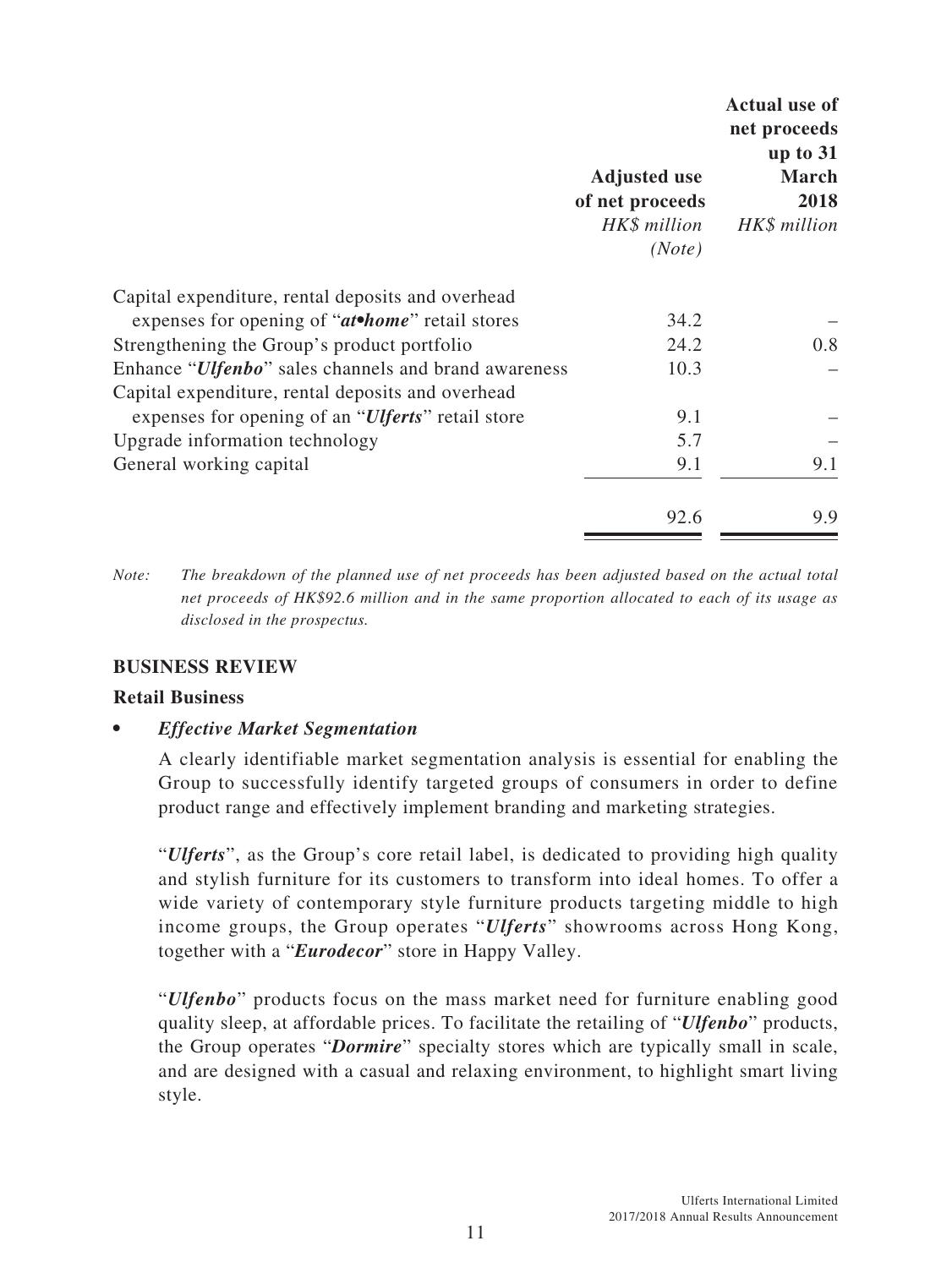| | Adjusted use of net proceeds | Actual use of net proceeds up to 31 March 2018 |
|---|---|---|
| | *HK$ million* | *HK$ million* |
| | *(Note)* | |
| Capital expenditure, rental deposits and overhead expenses for opening of "***at•home***" retail stores | 34.2 | – |
| Strengthening the Group's product portfolio | 24.2 | 0.8 |
| Enhance "***Ulfenbo***" sales channels and brand awareness | 10.3 | – |
| Capital expenditure, rental deposits and overhead expenses for opening of an "***Ulferts***" retail store | 9.1 | – |
| Upgrade information technology | 5.7 | – |
| General working capital | 9.1 | 9.1 |
| | 92.6 | 9.9 |

*Note: The breakdown of the planned use of net proceeds has been adjusted based on the actual total net proceeds of HK$92.6 million and in the same proportion allocated to each of its usage as disclosed in the prospectus.*

## BUSINESS REVIEW

### Retail Business

- ***Effective Market Segmentation***

  A clearly identifiable market segmentation analysis is essential for enabling the Group to successfully identify targeted groups of consumers in order to define product range and effectively implement branding and marketing strategies.

  "***Ulferts***", as the Group's core retail label, is dedicated to providing high quality and stylish furniture for its customers to transform into ideal homes. To offer a wide variety of contemporary style furniture products targeting middle to high income groups, the Group operates "***Ulferts***" showrooms across Hong Kong, together with a "***Eurodecor***" store in Happy Valley.

  "***Ulfenbo***" products focus on the mass market need for furniture enabling good quality sleep, at affordable prices. To facilitate the retailing of "***Ulfenbo***" products, the Group operates "***Dormire***" specialty stores which are typically small in scale, and are designed with a casual and relaxing environment, to highlight smart living style.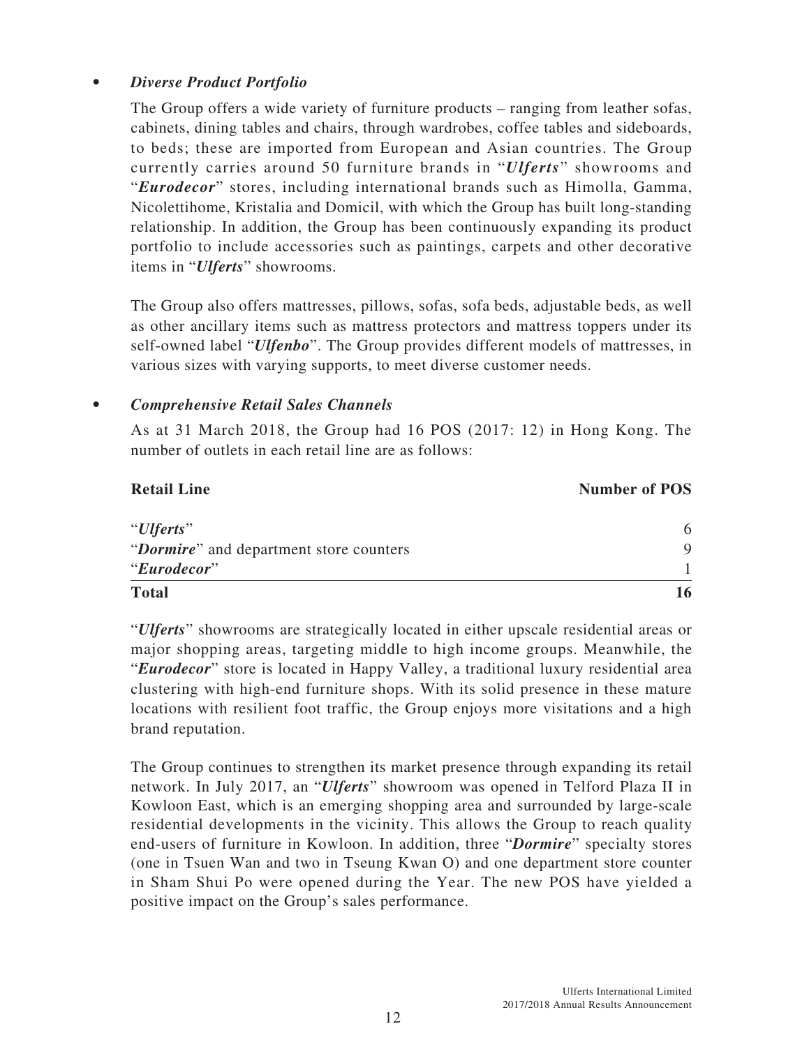- ***Diverse Product Portfolio***

  The Group offers a wide variety of furniture products – ranging from leather sofas, cabinets, dining tables and chairs, through wardrobes, coffee tables and sideboards, to beds; these are imported from European and Asian countries. The Group currently carries around 50 furniture brands in "***Ulferts***" showrooms and "***Eurodecor***" stores, including international brands such as Himolla, Gamma, Nicolettihome, Kristalia and Domicil, with which the Group has built long-standing relationship. In addition, the Group has been continuously expanding its product portfolio to include accessories such as paintings, carpets and other decorative items in "***Ulferts***" showrooms.

  The Group also offers mattresses, pillows, sofas, sofa beds, adjustable beds, as well as other ancillary items such as mattress protectors and mattress toppers under its self-owned label "***Ulfenbo***". The Group provides different models of mattresses, in various sizes with varying supports, to meet diverse customer needs.

- ***Comprehensive Retail Sales Channels***

  As at 31 March 2018, the Group had 16 POS (2017: 12) in Hong Kong. The number of outlets in each retail line are as follows:

| **Retail Line** | **Number of POS** |
|---|---|
| "***Ulferts***" | 6 |
| "***Dormire***" and department store counters | 9 |
| "***Eurodecor***" | 1 |
| **Total** | **16** |

  "***Ulferts***" showrooms are strategically located in either upscale residential areas or major shopping areas, targeting middle to high income groups. Meanwhile, the "***Eurodecor***" store is located in Happy Valley, a traditional luxury residential area clustering with high-end furniture shops. With its solid presence in these mature locations with resilient foot traffic, the Group enjoys more visitations and a high brand reputation.

  The Group continues to strengthen its market presence through expanding its retail network. In July 2017, an "***Ulferts***" showroom was opened in Telford Plaza II in Kowloon East, which is an emerging shopping area and surrounded by large-scale residential developments in the vicinity. This allows the Group to reach quality end-users of furniture in Kowloon. In addition, three "***Dormire***" specialty stores (one in Tsuen Wan and two in Tseung Kwan O) and one department store counter in Sham Shui Po were opened during the Year. The new POS have yielded a positive impact on the Group's sales performance.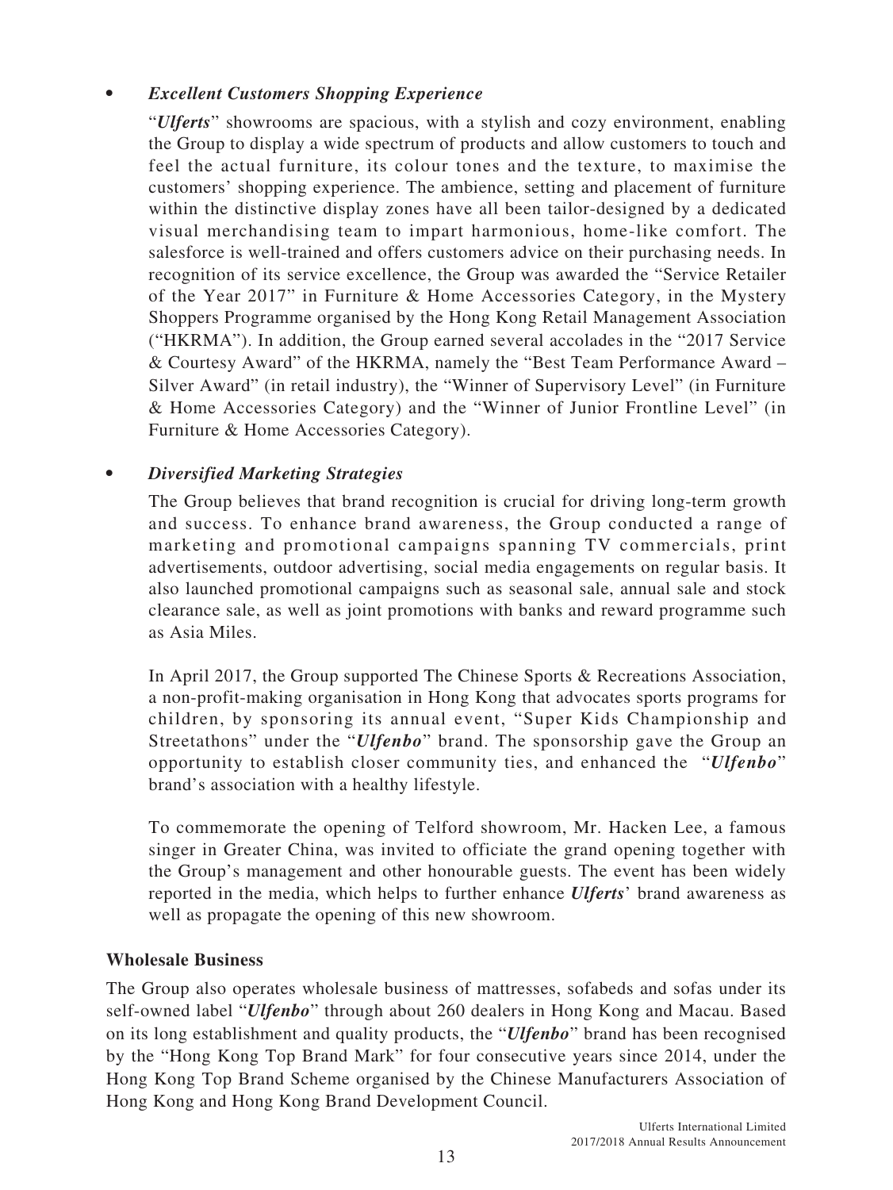- ***Excellent Customers Shopping Experience***

  "***Ulferts***" showrooms are spacious, with a stylish and cozy environment, enabling the Group to display a wide spectrum of products and allow customers to touch and feel the actual furniture, its colour tones and the texture, to maximise the customers' shopping experience. The ambience, setting and placement of furniture within the distinctive display zones have all been tailor-designed by a dedicated visual merchandising team to impart harmonious, home-like comfort. The salesforce is well-trained and offers customers advice on their purchasing needs. In recognition of its service excellence, the Group was awarded the "Service Retailer of the Year 2017" in Furniture & Home Accessories Category, in the Mystery Shoppers Programme organised by the Hong Kong Retail Management Association ("HKRMA"). In addition, the Group earned several accolades in the "2017 Service & Courtesy Award" of the HKRMA, namely the "Best Team Performance Award – Silver Award" (in retail industry), the "Winner of Supervisory Level" (in Furniture & Home Accessories Category) and the "Winner of Junior Frontline Level" (in Furniture & Home Accessories Category).

- ***Diversified Marketing Strategies***

  The Group believes that brand recognition is crucial for driving long-term growth and success. To enhance brand awareness, the Group conducted a range of marketing and promotional campaigns spanning TV commercials, print advertisements, outdoor advertising, social media engagements on regular basis. It also launched promotional campaigns such as seasonal sale, annual sale and stock clearance sale, as well as joint promotions with banks and reward programme such as Asia Miles.

  In April 2017, the Group supported The Chinese Sports & Recreations Association, a non-profit-making organisation in Hong Kong that advocates sports programs for children, by sponsoring its annual event, "Super Kids Championship and Streetathons" under the "***Ulfenbo***" brand. The sponsorship gave the Group an opportunity to establish closer community ties, and enhanced the "***Ulfenbo***" brand's association with a healthy lifestyle.

  To commemorate the opening of Telford showroom, Mr. Hacken Lee, a famous singer in Greater China, was invited to officiate the grand opening together with the Group's management and other honourable guests. The event has been widely reported in the media, which helps to further enhance ***Ulferts***' brand awareness as well as propagate the opening of this new showroom.

**Wholesale Business**

The Group also operates wholesale business of mattresses, sofabeds and sofas under its self-owned label "***Ulfenbo***" through about 260 dealers in Hong Kong and Macau. Based on its long establishment and quality products, the "***Ulfenbo***" brand has been recognised by the "Hong Kong Top Brand Mark" for four consecutive years since 2014, under the Hong Kong Top Brand Scheme organised by the Chinese Manufacturers Association of Hong Kong and Hong Kong Brand Development Council.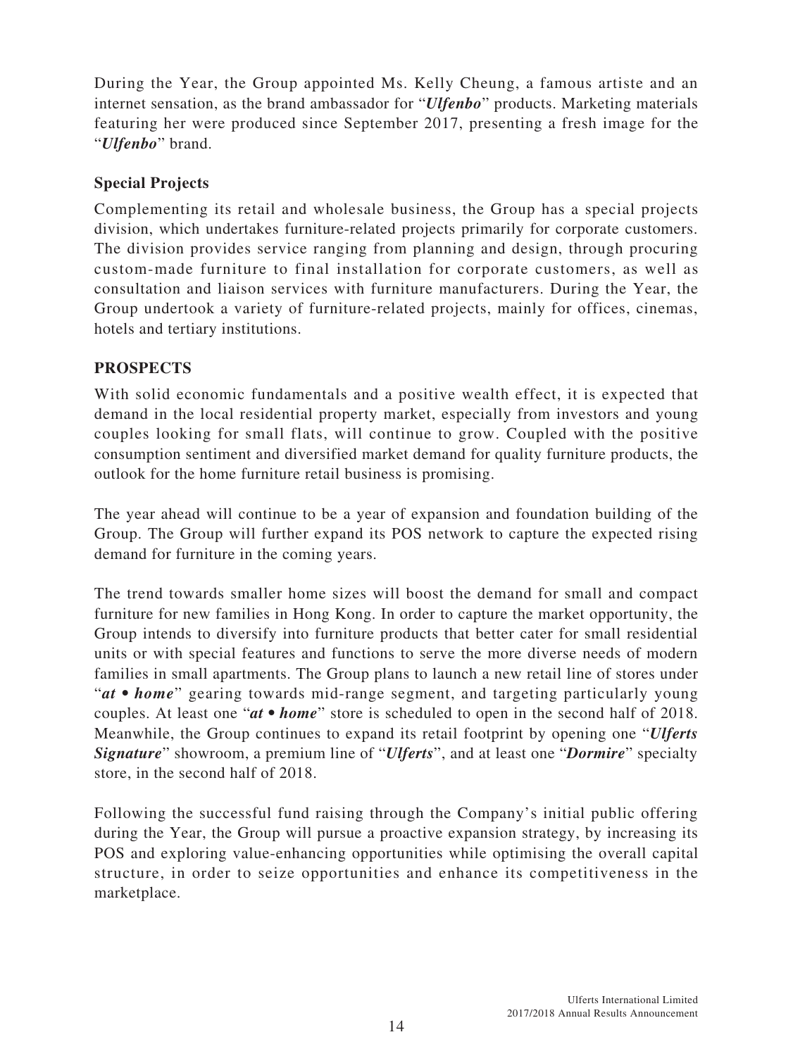During the Year, the Group appointed Ms. Kelly Cheung, a famous artiste and an internet sensation, as the brand ambassador for "***Ulfenbo***" products. Marketing materials featuring her were produced since September 2017, presenting a fresh image for the "***Ulfenbo***" brand.

### Special Projects

Complementing its retail and wholesale business, the Group has a special projects division, which undertakes furniture-related projects primarily for corporate customers. The division provides service ranging from planning and design, through procuring custom-made furniture to final installation for corporate customers, as well as consultation and liaison services with furniture manufacturers. During the Year, the Group undertook a variety of furniture-related projects, mainly for offices, cinemas, hotels and tertiary institutions.

## PROSPECTS

With solid economic fundamentals and a positive wealth effect, it is expected that demand in the local residential property market, especially from investors and young couples looking for small flats, will continue to grow. Coupled with the positive consumption sentiment and diversified market demand for quality furniture products, the outlook for the home furniture retail business is promising.

The year ahead will continue to be a year of expansion and foundation building of the Group. The Group will further expand its POS network to capture the expected rising demand for furniture in the coming years.

The trend towards smaller home sizes will boost the demand for small and compact furniture for new families in Hong Kong. In order to capture the market opportunity, the Group intends to diversify into furniture products that better cater for small residential units or with special features and functions to serve the more diverse needs of modern families in small apartments. The Group plans to launch a new retail line of stores under "***at • home***" gearing towards mid-range segment, and targeting particularly young couples. At least one "***at • home***" store is scheduled to open in the second half of 2018. Meanwhile, the Group continues to expand its retail footprint by opening one "***Ulferts Signature***" showroom, a premium line of "***Ulferts***", and at least one "***Dormire***" specialty store, in the second half of 2018.

Following the successful fund raising through the Company's initial public offering during the Year, the Group will pursue a proactive expansion strategy, by increasing its POS and exploring value-enhancing opportunities while optimising the overall capital structure, in order to seize opportunities and enhance its competitiveness in the marketplace.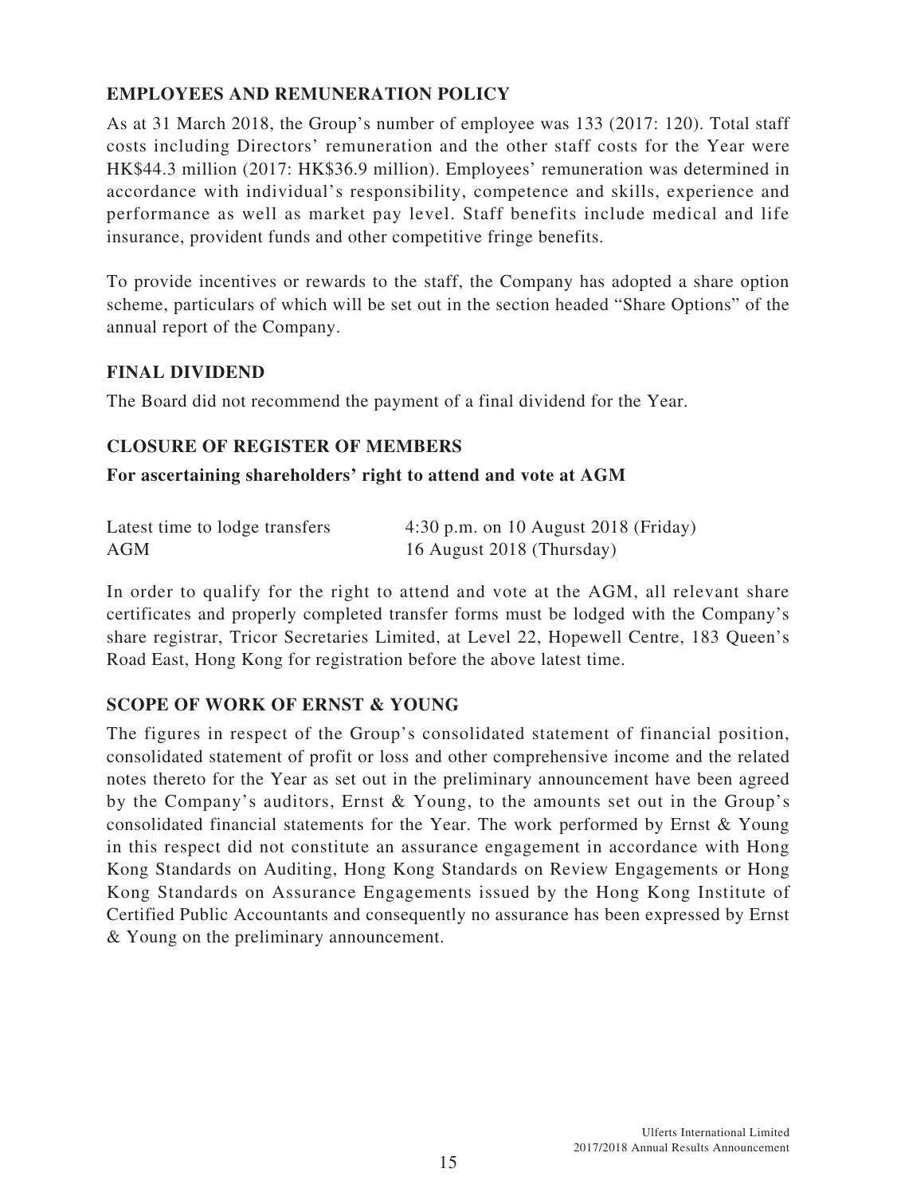## EMPLOYEES AND REMUNERATION POLICY

As at 31 March 2018, the Group's number of employee was 133 (2017: 120). Total staff costs including Directors' remuneration and the other staff costs for the Year were HK$44.3 million (2017: HK$36.9 million). Employees' remuneration was determined in accordance with individual's responsibility, competence and skills, experience and performance as well as market pay level. Staff benefits include medical and life insurance, provident funds and other competitive fringe benefits.

To provide incentives or rewards to the staff, the Company has adopted a share option scheme, particulars of which will be set out in the section headed "Share Options" of the annual report of the Company.

## FINAL DIVIDEND

The Board did not recommend the payment of a final dividend for the Year.

## CLOSURE OF REGISTER OF MEMBERS

### For ascertaining shareholders' right to attend and vote at AGM

| | |
|---|---|
| Latest time to lodge transfers | 4:30 p.m. on 10 August 2018 (Friday) |
| AGM | 16 August 2018 (Thursday) |

In order to qualify for the right to attend and vote at the AGM, all relevant share certificates and properly completed transfer forms must be lodged with the Company's share registrar, Tricor Secretaries Limited, at Level 22, Hopewell Centre, 183 Queen's Road East, Hong Kong for registration before the above latest time.

## SCOPE OF WORK OF ERNST & YOUNG

The figures in respect of the Group's consolidated statement of financial position, consolidated statement of profit or loss and other comprehensive income and the related notes thereto for the Year as set out in the preliminary announcement have been agreed by the Company's auditors, Ernst & Young, to the amounts set out in the Group's consolidated financial statements for the Year. The work performed by Ernst & Young in this respect did not constitute an assurance engagement in accordance with Hong Kong Standards on Auditing, Hong Kong Standards on Review Engagements or Hong Kong Standards on Assurance Engagements issued by the Hong Kong Institute of Certified Public Accountants and consequently no assurance has been expressed by Ernst & Young on the preliminary announcement.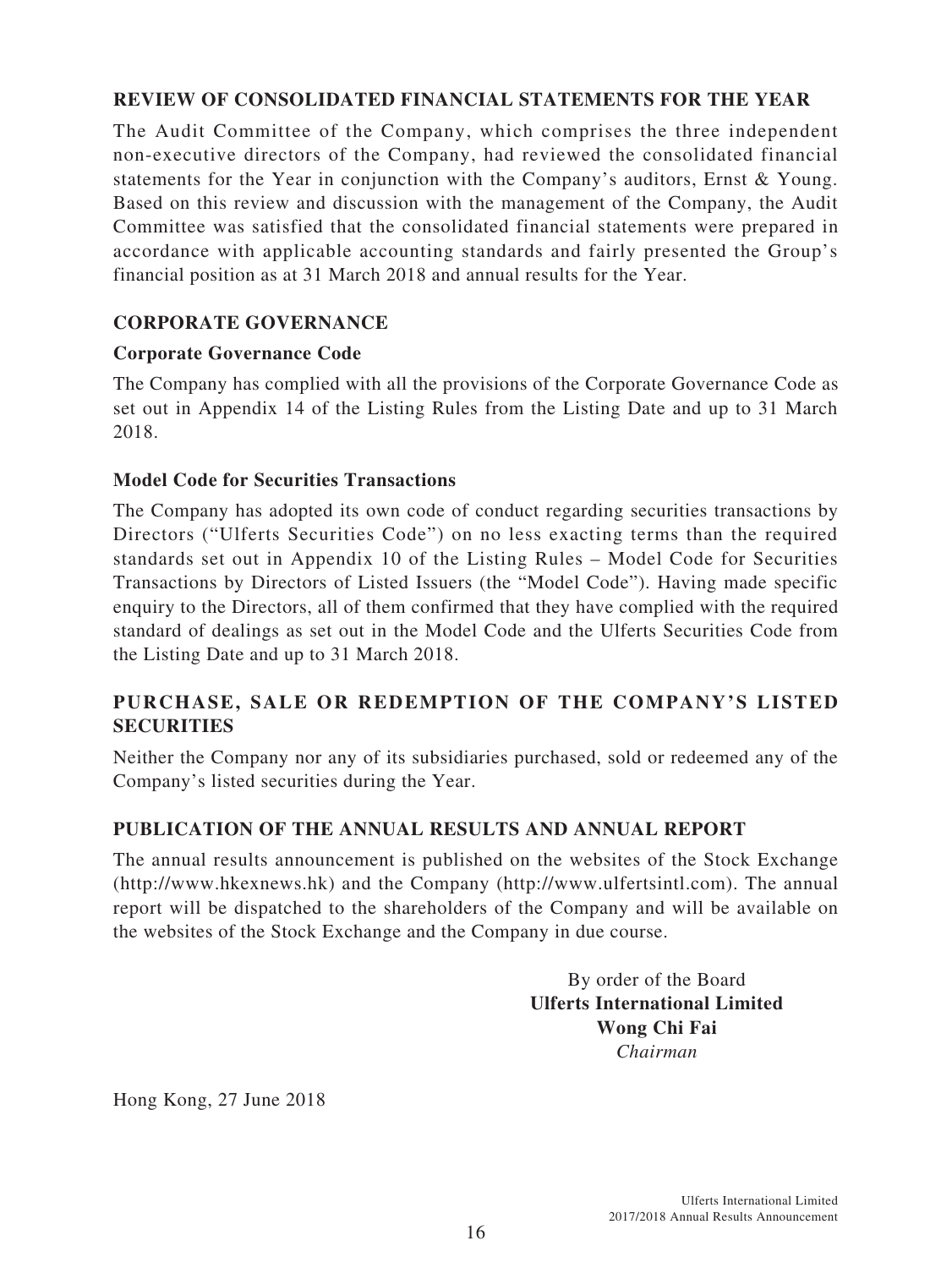## REVIEW OF CONSOLIDATED FINANCIAL STATEMENTS FOR THE YEAR

The Audit Committee of the Company, which comprises the three independent non-executive directors of the Company, had reviewed the consolidated financial statements for the Year in conjunction with the Company's auditors, Ernst & Young. Based on this review and discussion with the management of the Company, the Audit Committee was satisfied that the consolidated financial statements were prepared in accordance with applicable accounting standards and fairly presented the Group's financial position as at 31 March 2018 and annual results for the Year.

## CORPORATE GOVERNANCE

### Corporate Governance Code

The Company has complied with all the provisions of the Corporate Governance Code as set out in Appendix 14 of the Listing Rules from the Listing Date and up to 31 March 2018.

### Model Code for Securities Transactions

The Company has adopted its own code of conduct regarding securities transactions by Directors ("Ulferts Securities Code") on no less exacting terms than the required standards set out in Appendix 10 of the Listing Rules – Model Code for Securities Transactions by Directors of Listed Issuers (the "Model Code"). Having made specific enquiry to the Directors, all of them confirmed that they have complied with the required standard of dealings as set out in the Model Code and the Ulferts Securities Code from the Listing Date and up to 31 March 2018.

## PURCHASE, SALE OR REDEMPTION OF THE COMPANY'S LISTED SECURITIES

Neither the Company nor any of its subsidiaries purchased, sold or redeemed any of the Company's listed securities during the Year.

## PUBLICATION OF THE ANNUAL RESULTS AND ANNUAL REPORT

The annual results announcement is published on the websites of the Stock Exchange (http://www.hkexnews.hk) and the Company (http://www.ulfertsintl.com). The annual report will be dispatched to the shareholders of the Company and will be available on the websites of the Stock Exchange and the Company in due course.

By order of the Board
**Ulferts International Limited**
**Wong Chi Fai**
*Chairman*

Hong Kong, 27 June 2018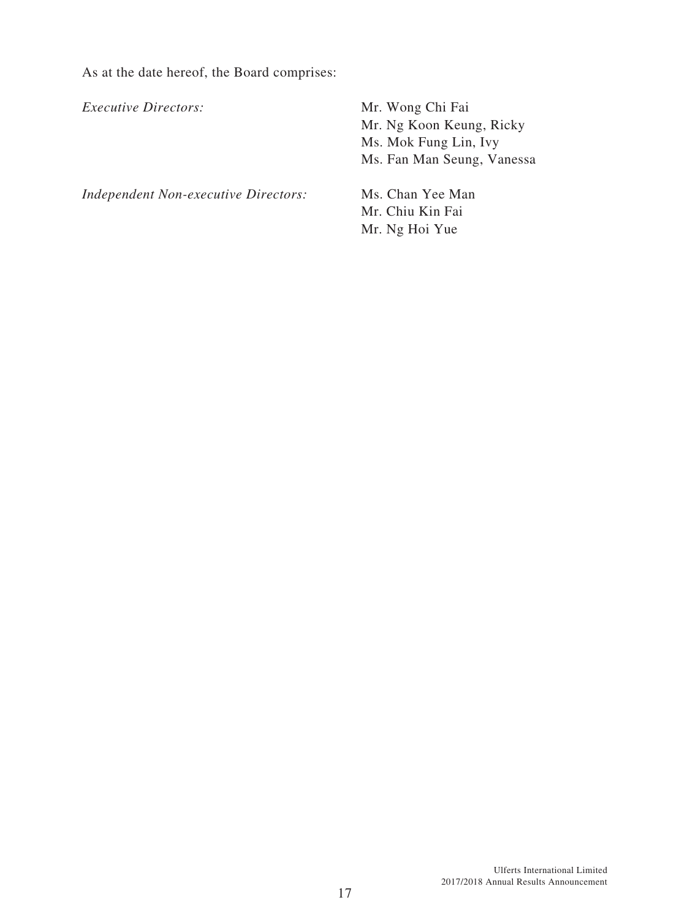As at the date hereof, the Board comprises:

| | |
|---|---|
| *Executive Directors:* | Mr. Wong Chi Fai<br>Mr. Ng Koon Keung, Ricky<br>Ms. Mok Fung Lin, Ivy<br>Ms. Fan Man Seung, Vanessa |
| *Independent Non-executive Directors:* | Ms. Chan Yee Man<br>Mr. Chiu Kin Fai<br>Mr. Ng Hoi Yue |